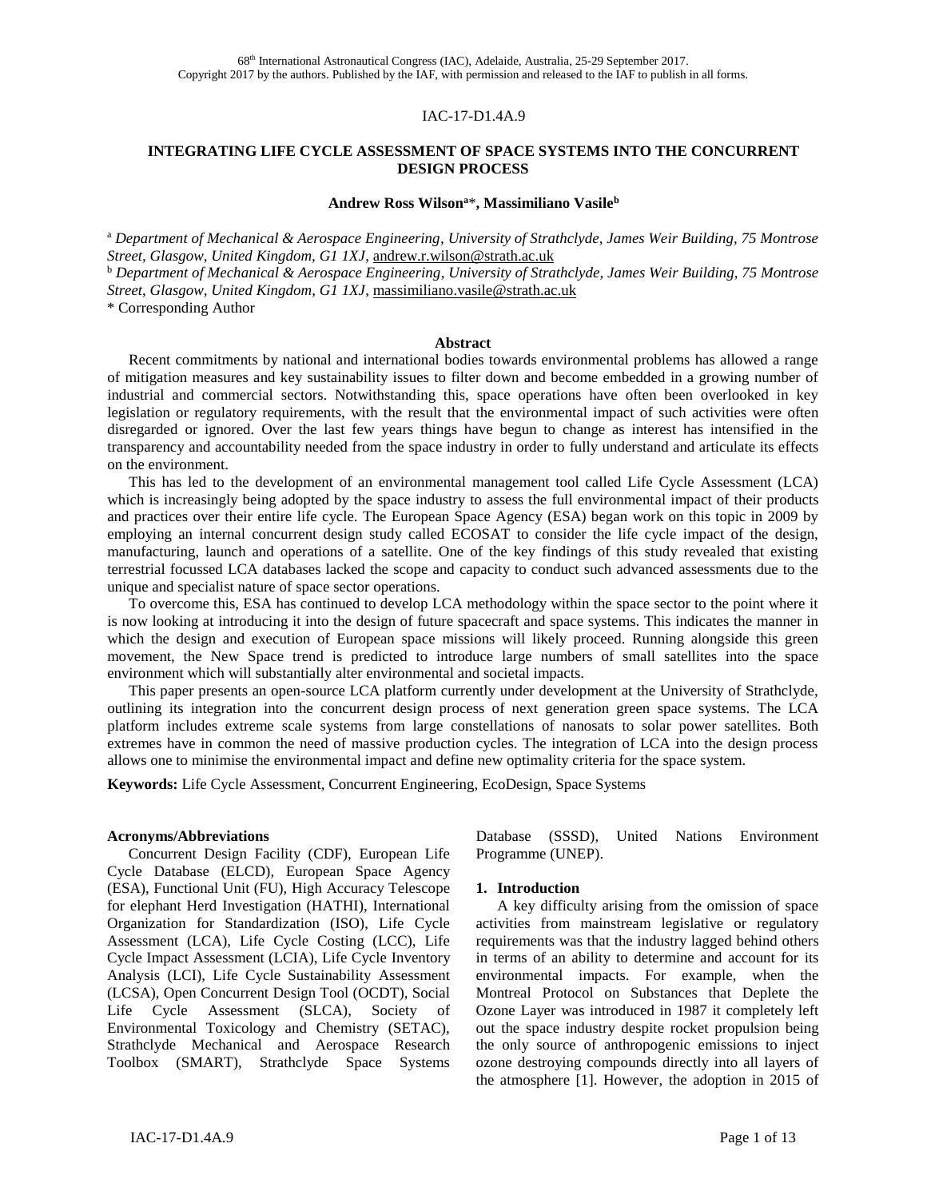IAC-17-D1.4A.9

# INTEGRATING LIFE CYCLE ASSESSMENT OF SPACE SYSTEMS INTO THE CONCURRENT DESIGN PROCESS

**Andrew Ross Wilson[a]*, Massimiliano Vasile[b]**

[a] *Department of Mechanical & Aerospace Engineering, University of Strathclyde, James Weir Building, 75 Montrose Street, Glasgow, United Kingdom, G1 1XJ*, andrew.r.wilson@strath.ac.uk

[b] *Department of Mechanical & Aerospace Engineering, University of Strathclyde, James Weir Building, 75 Montrose Street, Glasgow, United Kingdom, G1 1XJ*, massimiliano.vasile@strath.ac.uk

* Corresponding Author

## Abstract

Recent commitments by national and international bodies towards environmental problems has allowed a range of mitigation measures and key sustainability issues to filter down and become embedded in a growing number of industrial and commercial sectors. Notwithstanding this, space operations have often been overlooked in key legislation or regulatory requirements, with the result that the environmental impact of such activities were often disregarded or ignored. Over the last few years things have begun to change as interest has intensified in the transparency and accountability needed from the space industry in order to fully understand and articulate its effects on the environment.

This has led to the development of an environmental management tool called Life Cycle Assessment (LCA) which is increasingly being adopted by the space industry to assess the full environmental impact of their products and practices over their entire life cycle. The European Space Agency (ESA) began work on this topic in 2009 by employing an internal concurrent design study called ECOSAT to consider the life cycle impact of the design, manufacturing, launch and operations of a satellite. One of the key findings of this study revealed that existing terrestrial focussed LCA databases lacked the scope and capacity to conduct such advanced assessments due to the unique and specialist nature of space sector operations.

To overcome this, ESA has continued to develop LCA methodology within the space sector to the point where it is now looking at introducing it into the design of future spacecraft and space systems. This indicates the manner in which the design and execution of European space missions will likely proceed. Running alongside this green movement, the New Space trend is predicted to introduce large numbers of small satellites into the space environment which will substantially alter environmental and societal impacts.

This paper presents an open-source LCA platform currently under development at the University of Strathclyde, outlining its integration into the concurrent design process of next generation green space systems. The LCA platform includes extreme scale systems from large constellations of nanosats to solar power satellites. Both extremes have in common the need of massive production cycles. The integration of LCA into the design process allows one to minimise the environmental impact and define new optimality criteria for the space system.

**Keywords:** Life Cycle Assessment, Concurrent Engineering, EcoDesign, Space Systems

### Acronyms/Abbreviations

Concurrent Design Facility (CDF), European Life Cycle Database (ELCD), European Space Agency (ESA), Functional Unit (FU), High Accuracy Telescope for elephant Herd Investigation (HATHI), International Organization for Standardization (ISO), Life Cycle Assessment (LCA), Life Cycle Costing (LCC), Life Cycle Impact Assessment (LCIA), Life Cycle Inventory Analysis (LCI), Life Cycle Sustainability Assessment (LCSA), Open Concurrent Design Tool (OCDT), Social Life Cycle Assessment (SLCA), Society of Environmental Toxicology and Chemistry (SETAC), Strathclyde Mechanical and Aerospace Research Toolbox (SMART), Strathclyde Space Systems Database (SSSD), United Nations Environment Programme (UNEP).

## 1. Introduction

A key difficulty arising from the omission of space activities from mainstream legislative or regulatory requirements was that the industry lagged behind others in terms of an ability to determine and account for its environmental impacts. For example, when the Montreal Protocol on Substances that Deplete the Ozone Layer was introduced in 1987 it completely left out the space industry despite rocket propulsion being the only source of anthropogenic emissions to inject ozone destroying compounds directly into all layers of the atmosphere [1]. However, the adoption in 2015 of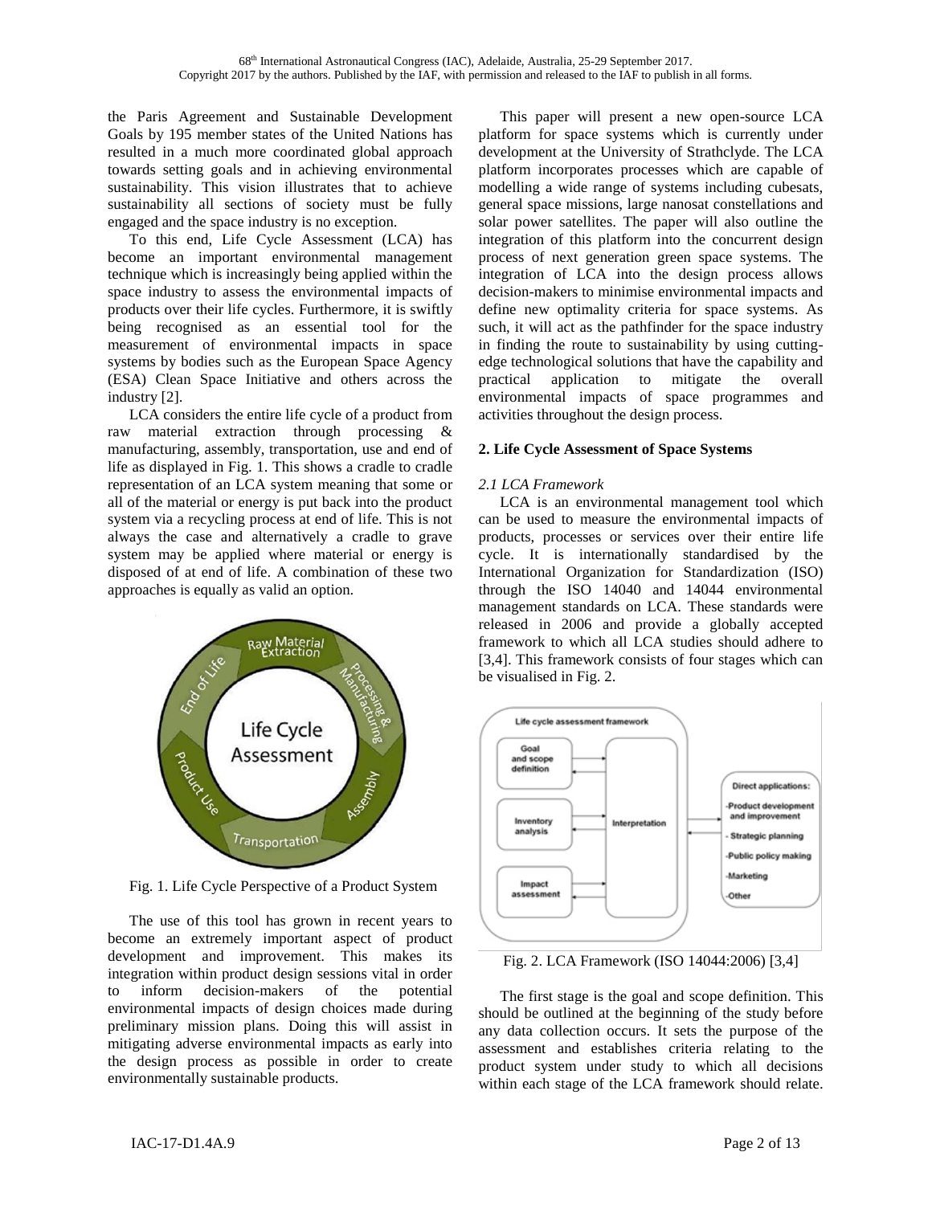the Paris Agreement and Sustainable Development Goals by 195 member states of the United Nations has resulted in a much more coordinated global approach towards setting goals and in achieving environmental sustainability. This vision illustrates that to achieve sustainability all sections of society must be fully engaged and the space industry is no exception.

To this end, Life Cycle Assessment (LCA) has become an important environmental management technique which is increasingly being applied within the space industry to assess the environmental impacts of products over their life cycles. Furthermore, it is swiftly being recognised as an essential tool for the measurement of environmental impacts in space systems by bodies such as the European Space Agency (ESA) Clean Space Initiative and others across the industry [2].

LCA considers the entire life cycle of a product from raw material extraction through processing & manufacturing, assembly, transportation, use and end of life as displayed in Fig. 1. This shows a cradle to cradle representation of an LCA system meaning that some or all of the material or energy is put back into the product system via a recycling process at end of life. This is not always the case and alternatively a cradle to grave system may be applied where material or energy is disposed of at end of life. A combination of these two approaches is equally as valid an option.

Fig. 1. Life Cycle Perspective of a Product System

The use of this tool has grown in recent years to become an extremely important aspect of product development and improvement. This makes its integration within product design sessions vital in order to inform decision-makers of the potential environmental impacts of design choices made during preliminary mission plans. Doing this will assist in mitigating adverse environmental impacts as early into the design process as possible in order to create environmentally sustainable products.

This paper will present a new open-source LCA platform for space systems which is currently under development at the University of Strathclyde. The LCA platform incorporates processes which are capable of modelling a wide range of systems including cubesats, general space missions, large nanosat constellations and solar power satellites. The paper will also outline the integration of this platform into the concurrent design process of next generation green space systems. The integration of LCA into the design process allows decision-makers to minimise environmental impacts and define new optimality criteria for space systems. As such, it will act as the pathfinder for the space industry in finding the route to sustainability by using cutting-edge technological solutions that have the capability and practical application to mitigate the overall environmental impacts of space programmes and activities throughout the design process.

## 2. Life Cycle Assessment of Space Systems

### *2.1 LCA Framework*

LCA is an environmental management tool which can be used to measure the environmental impacts of products, processes or services over their entire life cycle. It is internationally standardised by the International Organization for Standardization (ISO) through the ISO 14040 and 14044 environmental management standards on LCA. These standards were released in 2006 and provide a globally accepted framework to which all LCA studies should adhere to [3,4]. This framework consists of four stages which can be visualised in Fig. 2.

Fig. 2. LCA Framework (ISO 14044:2006) [3,4]

The first stage is the goal and scope definition. This should be outlined at the beginning of the study before any data collection occurs. It sets the purpose of the assessment and establishes criteria relating to the product system under study to which all decisions within each stage of the LCA framework should relate.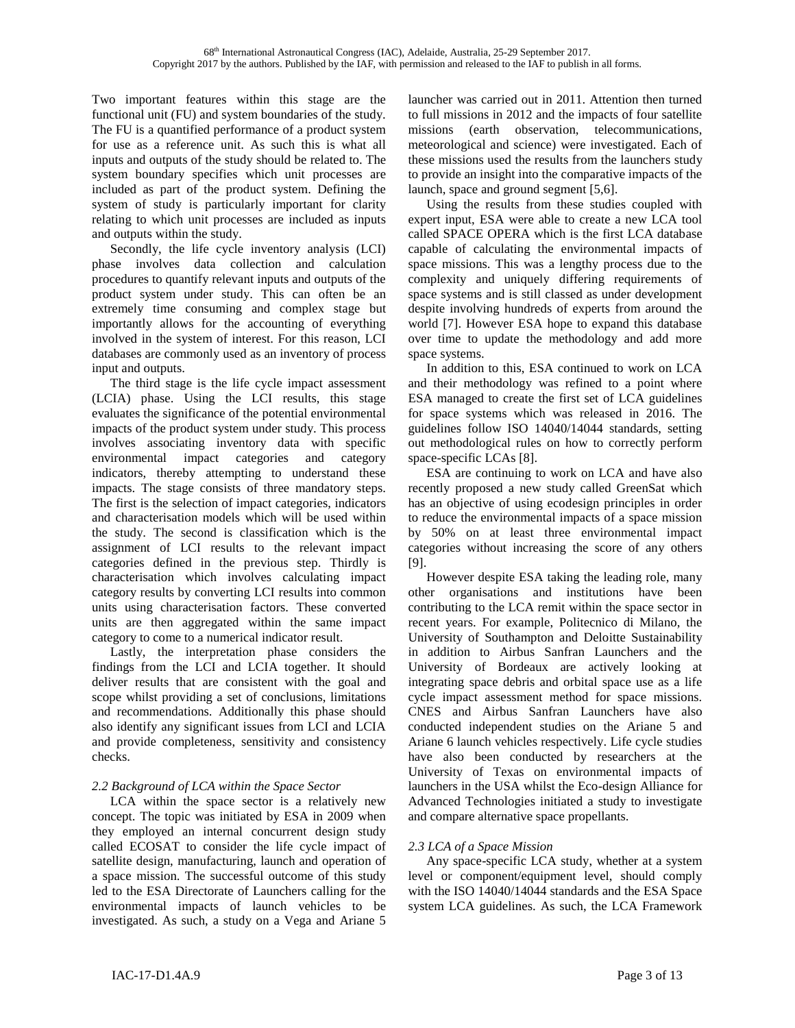Two important features within this stage are the functional unit (FU) and system boundaries of the study. The FU is a quantified performance of a product system for use as a reference unit. As such this is what all inputs and outputs of the study should be related to. The system boundary specifies which unit processes are included as part of the product system. Defining the system of study is particularly important for clarity relating to which unit processes are included as inputs and outputs within the study.

Secondly, the life cycle inventory analysis (LCI) phase involves data collection and calculation procedures to quantify relevant inputs and outputs of the product system under study. This can often be an extremely time consuming and complex stage but importantly allows for the accounting of everything involved in the system of interest. For this reason, LCI databases are commonly used as an inventory of process input and outputs.

The third stage is the life cycle impact assessment (LCIA) phase. Using the LCI results, this stage evaluates the significance of the potential environmental impacts of the product system under study. This process involves associating inventory data with specific environmental impact categories and category indicators, thereby attempting to understand these impacts. The stage consists of three mandatory steps. The first is the selection of impact categories, indicators and characterisation models which will be used within the study. The second is classification which is the assignment of LCI results to the relevant impact categories defined in the previous step. Thirdly is characterisation which involves calculating impact category results by converting LCI results into common units using characterisation factors. These converted units are then aggregated within the same impact category to come to a numerical indicator result.

Lastly, the interpretation phase considers the findings from the LCI and LCIA together. It should deliver results that are consistent with the goal and scope whilst providing a set of conclusions, limitations and recommendations. Additionally this phase should also identify any significant issues from LCI and LCIA and provide completeness, sensitivity and consistency checks.

### *2.2 Background of LCA within the Space Sector*

LCA within the space sector is a relatively new concept. The topic was initiated by ESA in 2009 when they employed an internal concurrent design study called ECOSAT to consider the life cycle impact of satellite design, manufacturing, launch and operation of a space mission. The successful outcome of this study led to the ESA Directorate of Launchers calling for the environmental impacts of launch vehicles to be investigated. As such, a study on a Vega and Ariane 5 launcher was carried out in 2011. Attention then turned to full missions in 2012 and the impacts of four satellite missions (earth observation, telecommunications, meteorological and science) were investigated. Each of these missions used the results from the launchers study to provide an insight into the comparative impacts of the launch, space and ground segment [5,6].

Using the results from these studies coupled with expert input, ESA were able to create a new LCA tool called SPACE OPERA which is the first LCA database capable of calculating the environmental impacts of space missions. This was a lengthy process due to the complexity and uniquely differing requirements of space systems and is still classed as under development despite involving hundreds of experts from around the world [7]. However ESA hope to expand this database over time to update the methodology and add more space systems.

In addition to this, ESA continued to work on LCA and their methodology was refined to a point where ESA managed to create the first set of LCA guidelines for space systems which was released in 2016. The guidelines follow ISO 14040/14044 standards, setting out methodological rules on how to correctly perform space-specific LCAs [8].

ESA are continuing to work on LCA and have also recently proposed a new study called GreenSat which has an objective of using ecodesign principles in order to reduce the environmental impacts of a space mission by 50% on at least three environmental impact categories without increasing the score of any others [9].

However despite ESA taking the leading role, many other organisations and institutions have been contributing to the LCA remit within the space sector in recent years. For example, Politecnico di Milano, the University of Southampton and Deloitte Sustainability in addition to Airbus Sanfran Launchers and the University of Bordeaux are actively looking at integrating space debris and orbital space use as a life cycle impact assessment method for space missions. CNES and Airbus Sanfran Launchers have also conducted independent studies on the Ariane 5 and Ariane 6 launch vehicles respectively. Life cycle studies have also been conducted by researchers at the University of Texas on environmental impacts of launchers in the USA whilst the Eco-design Alliance for Advanced Technologies initiated a study to investigate and compare alternative space propellants.

### *2.3 LCA of a Space Mission*

Any space-specific LCA study, whether at a system level or component/equipment level, should comply with the ISO 14040/14044 standards and the ESA Space system LCA guidelines. As such, the LCA Framework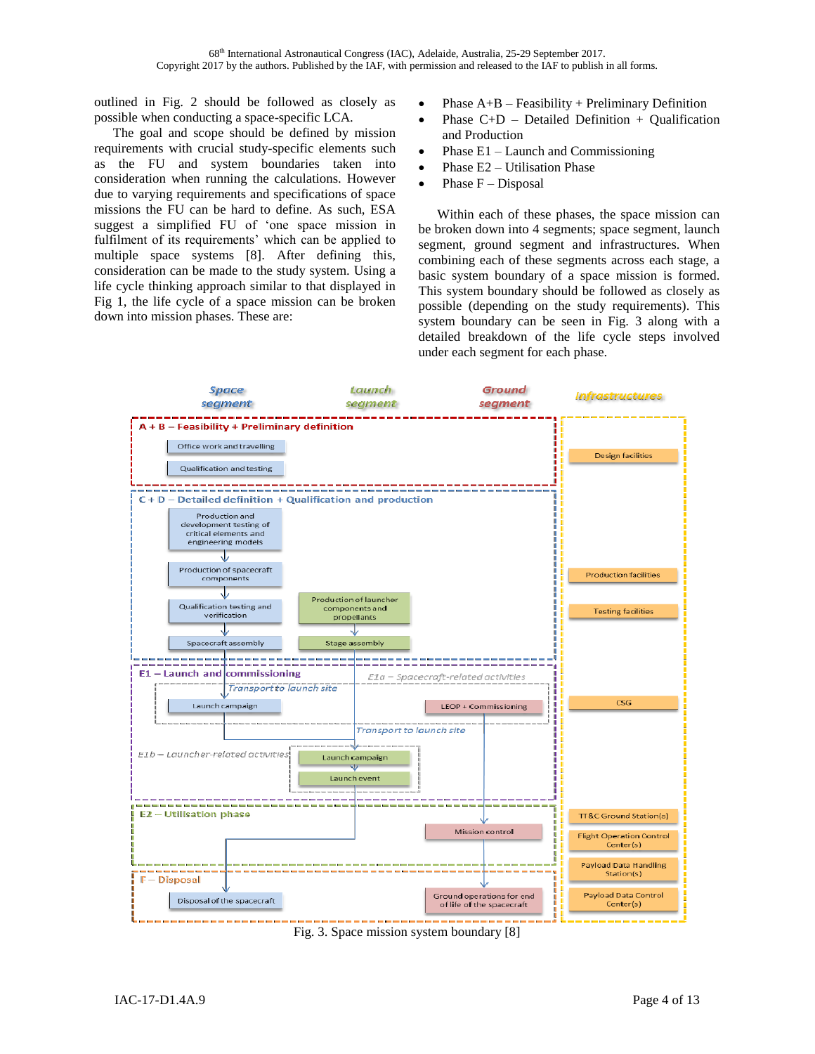outlined in Fig. 2 should be followed as closely as possible when conducting a space-specific LCA.

The goal and scope should be defined by mission requirements with crucial study-specific elements such as the FU and system boundaries taken into consideration when running the calculations. However due to varying requirements and specifications of space missions the FU can be hard to define. As such, ESA suggest a simplified FU of 'one space mission in fulfilment of its requirements' which can be applied to multiple space systems [8]. After defining this, consideration can be made to the study system. Using a life cycle thinking approach similar to that displayed in Fig 1, the life cycle of a space mission can be broken down into mission phases. These are:

- Phase A+B – Feasibility + Preliminary Definition
- Phase C+D – Detailed Definition + Qualification and Production
- Phase E1 – Launch and Commissioning
- Phase E2 – Utilisation Phase
- Phase F – Disposal

Within each of these phases, the space mission can be broken down into 4 segments; space segment, launch segment, ground segment and infrastructures. When combining each of these segments across each stage, a basic system boundary of a space mission is formed. This system boundary should be followed as closely as possible (depending on the study requirements). This system boundary can be seen in Fig. 3 along with a detailed breakdown of the life cycle steps involved under each segment for each phase.

Fig. 3. Space mission system boundary [8]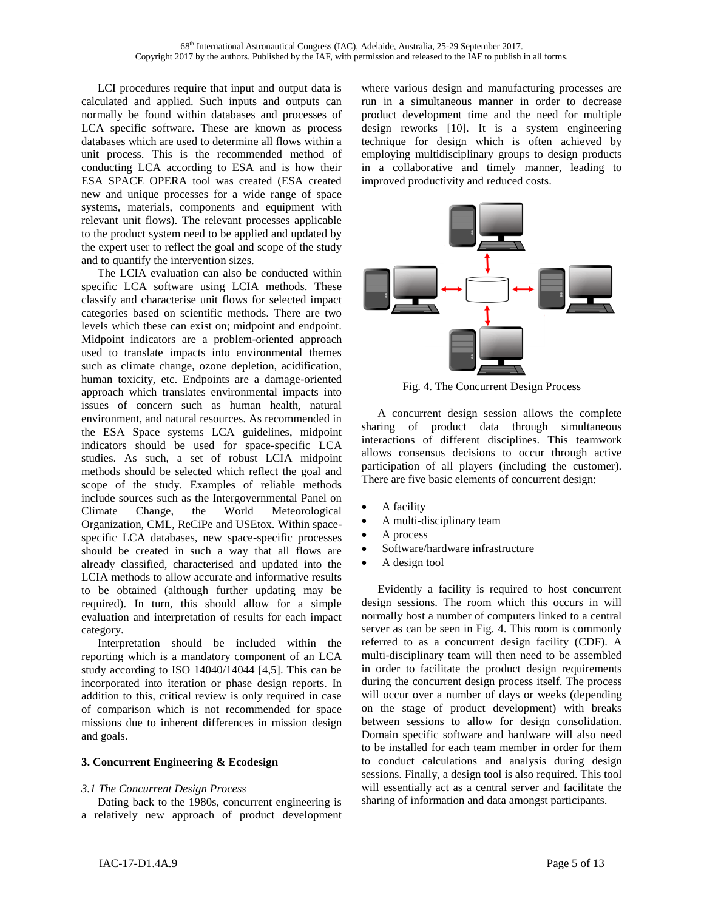LCI procedures require that input and output data is calculated and applied. Such inputs and outputs can normally be found within databases and processes of LCA specific software. These are known as process databases which are used to determine all flows within a unit process. This is the recommended method of conducting LCA according to ESA and is how their ESA SPACE OPERA tool was created (ESA created new and unique processes for a wide range of space systems, materials, components and equipment with relevant unit flows). The relevant processes applicable to the product system need to be applied and updated by the expert user to reflect the goal and scope of the study and to quantify the intervention sizes.

The LCIA evaluation can also be conducted within specific LCA software using LCIA methods. These classify and characterise unit flows for selected impact categories based on scientific methods. There are two levels which these can exist on; midpoint and endpoint. Midpoint indicators are a problem-oriented approach used to translate impacts into environmental themes such as climate change, ozone depletion, acidification, human toxicity, etc. Endpoints are a damage-oriented approach which translates environmental impacts into issues of concern such as human health, natural environment, and natural resources. As recommended in the ESA Space systems LCA guidelines, midpoint indicators should be used for space-specific LCA studies. As such, a set of robust LCIA midpoint methods should be selected which reflect the goal and scope of the study. Examples of reliable methods include sources such as the Intergovernmental Panel on Climate Change, the World Meteorological Organization, CML, ReCiPe and USEtox. Within space-specific LCA databases, new space-specific processes should be created in such a way that all flows are already classified, characterised and updated into the LCIA methods to allow accurate and informative results to be obtained (although further updating may be required). In turn, this should allow for a simple evaluation and interpretation of results for each impact category.

Interpretation should be included within the reporting which is a mandatory component of an LCA study according to ISO 14040/14044 [4,5]. This can be incorporated into iteration or phase design reports. In addition to this, critical review is only required in case of comparison which is not recommended for space missions due to inherent differences in mission design and goals.

## 3. Concurrent Engineering & Ecodesign

### *3.1 The Concurrent Design Process*

Dating back to the 1980s, concurrent engineering is a relatively new approach of product development where various design and manufacturing processes are run in a simultaneous manner in order to decrease product development time and the need for multiple design reworks [10]. It is a system engineering technique for design which is often achieved by employing multidisciplinary groups to design products in a collaborative and timely manner, leading to improved productivity and reduced costs.

Fig. 4. The Concurrent Design Process

A concurrent design session allows the complete sharing of product data through simultaneous interactions of different disciplines. This teamwork allows consensus decisions to occur through active participation of all players (including the customer). There are five basic elements of concurrent design:

- A facility
- A multi-disciplinary team
- A process
- Software/hardware infrastructure
- A design tool

Evidently a facility is required to host concurrent design sessions. The room which this occurs in will normally host a number of computers linked to a central server as can be seen in Fig. 4. This room is commonly referred to as a concurrent design facility (CDF). A multi-disciplinary team will then need to be assembled in order to facilitate the product design requirements during the concurrent design process itself. The process will occur over a number of days or weeks (depending on the stage of product development) with breaks between sessions to allow for design consolidation. Domain specific software and hardware will also need to be installed for each team member in order for them to conduct calculations and analysis during design sessions. Finally, a design tool is also required. This tool will essentially act as a central server and facilitate the sharing of information and data amongst participants.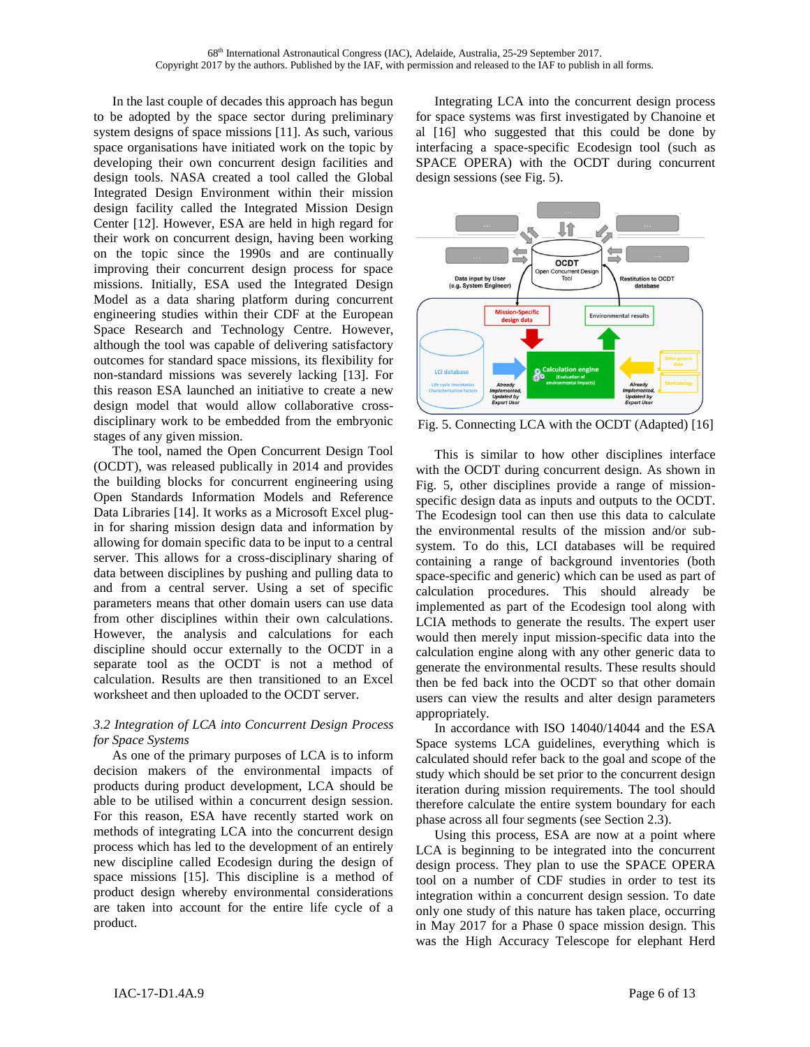In the last couple of decades this approach has begun to be adopted by the space sector during preliminary system designs of space missions [11]. As such, various space organisations have initiated work on the topic by developing their own concurrent design facilities and design tools. NASA created a tool called the Global Integrated Design Environment within their mission design facility called the Integrated Mission Design Center [12]. However, ESA are held in high regard for their work on concurrent design, having been working on the topic since the 1990s and are continually improving their concurrent design process for space missions. Initially, ESA used the Integrated Design Model as a data sharing platform during concurrent engineering studies within their CDF at the European Space Research and Technology Centre. However, although the tool was capable of delivering satisfactory outcomes for standard space missions, its flexibility for non-standard missions was severely lacking [13]. For this reason ESA launched an initiative to create a new design model that would allow collaborative cross-disciplinary work to be embedded from the embryonic stages of any given mission.

The tool, named the Open Concurrent Design Tool (OCDT), was released publically in 2014 and provides the building blocks for concurrent engineering using Open Standards Information Models and Reference Data Libraries [14]. It works as a Microsoft Excel plug-in for sharing mission design data and information by allowing for domain specific data to be input to a central server. This allows for a cross-disciplinary sharing of data between disciplines by pushing and pulling data to and from a central server. Using a set of specific parameters means that other domain users can use data from other disciplines within their own calculations. However, the analysis and calculations for each discipline should occur externally to the OCDT in a separate tool as the OCDT is not a method of calculation. Results are then transitioned to an Excel worksheet and then uploaded to the OCDT server.

### *3.2 Integration of LCA into Concurrent Design Process for Space Systems*

As one of the primary purposes of LCA is to inform decision makers of the environmental impacts of products during product development, LCA should be able to be utilised within a concurrent design session. For this reason, ESA have recently started work on methods of integrating LCA into the concurrent design process which has led to the development of an entirely new discipline called Ecodesign during the design of space missions [15]. This discipline is a method of product design whereby environmental considerations are taken into account for the entire life cycle of a product.

Integrating LCA into the concurrent design process for space systems was first investigated by Chanoine et al [16] who suggested that this could be done by interfacing a space-specific Ecodesign tool (such as SPACE OPERA) with the OCDT during concurrent design sessions (see Fig. 5).

Fig. 5. Connecting LCA with the OCDT (Adapted) [16]

This is similar to how other disciplines interface with the OCDT during concurrent design. As shown in Fig. 5, other disciplines provide a range of mission-specific design data as inputs and outputs to the OCDT. The Ecodesign tool can then use this data to calculate the environmental results of the mission and/or sub-system. To do this, LCI databases will be required containing a range of background inventories (both space-specific and generic) which can be used as part of calculation procedures. This should already be implemented as part of the Ecodesign tool along with LCIA methods to generate the results. The expert user would then merely input mission-specific data into the calculation engine along with any other generic data to generate the environmental results. These results should then be fed back into the OCDT so that other domain users can view the results and alter design parameters appropriately.

In accordance with ISO 14040/14044 and the ESA Space systems LCA guidelines, everything which is calculated should refer back to the goal and scope of the study which should be set prior to the concurrent design iteration during mission requirements. The tool should therefore calculate the entire system boundary for each phase across all four segments (see Section 2.3).

Using this process, ESA are now at a point where LCA is beginning to be integrated into the concurrent design process. They plan to use the SPACE OPERA tool on a number of CDF studies in order to test its integration within a concurrent design session. To date only one study of this nature has taken place, occurring in May 2017 for a Phase 0 space mission design. This was the High Accuracy Telescope for elephant Herd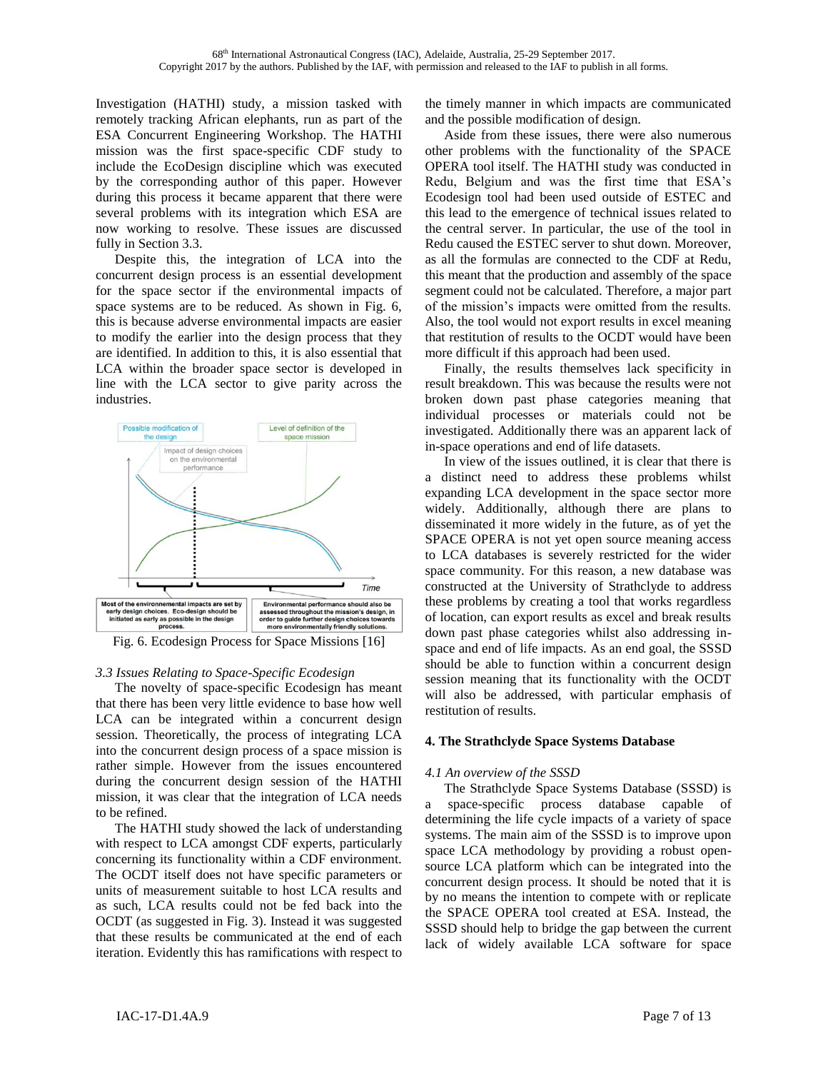Investigation (HATHI) study, a mission tasked with remotely tracking African elephants, run as part of the ESA Concurrent Engineering Workshop. The HATHI mission was the first space-specific CDF study to include the EcoDesign discipline which was executed by the corresponding author of this paper. However during this process it became apparent that there were several problems with its integration which ESA are now working to resolve. These issues are discussed fully in Section 3.3.

Despite this, the integration of LCA into the concurrent design process is an essential development for the space sector if the environmental impacts of space systems are to be reduced. As shown in Fig. 6, this is because adverse environmental impacts are easier to modify the earlier into the design process that they are identified. In addition to this, it is also essential that LCA within the broader space sector is developed in line with the LCA sector to give parity across the industries.

Fig. 6. Ecodesign Process for Space Missions [16]

### 3.3 Issues Relating to Space-Specific Ecodesign

The novelty of space-specific Ecodesign has meant that there has been very little evidence to base how well LCA can be integrated within a concurrent design session. Theoretically, the process of integrating LCA into the concurrent design process of a space mission is rather simple. However from the issues encountered during the concurrent design session of the HATHI mission, it was clear that the integration of LCA needs to be refined.

The HATHI study showed the lack of understanding with respect to LCA amongst CDF experts, particularly concerning its functionality within a CDF environment. The OCDT itself does not have specific parameters or units of measurement suitable to host LCA results and as such, LCA results could not be fed back into the OCDT (as suggested in Fig. 3). Instead it was suggested that these results be communicated at the end of each iteration. Evidently this has ramifications with respect to the timely manner in which impacts are communicated and the possible modification of design.

Aside from these issues, there were also numerous other problems with the functionality of the SPACE OPERA tool itself. The HATHI study was conducted in Redu, Belgium and was the first time that ESA's Ecodesign tool had been used outside of ESTEC and this lead to the emergence of technical issues related to the central server. In particular, the use of the tool in Redu caused the ESTEC server to shut down. Moreover, as all the formulas are connected to the CDF at Redu, this meant that the production and assembly of the space segment could not be calculated. Therefore, a major part of the mission's impacts were omitted from the results. Also, the tool would not export results in excel meaning that restitution of results to the OCDT would have been more difficult if this approach had been used.

Finally, the results themselves lack specificity in result breakdown. This was because the results were not broken down past phase categories meaning that individual processes or materials could not be investigated. Additionally there was an apparent lack of in-space operations and end of life datasets.

In view of the issues outlined, it is clear that there is a distinct need to address these problems whilst expanding LCA development in the space sector more widely. Additionally, although there are plans to disseminated it more widely in the future, as of yet the SPACE OPERA is not yet open source meaning access to LCA databases is severely restricted for the wider space community. For this reason, a new database was constructed at the University of Strathclyde to address these problems by creating a tool that works regardless of location, can export results as excel and break results down past phase categories whilst also addressing in-space and end of life impacts. As an end goal, the SSSD should be able to function within a concurrent design session meaning that its functionality with the OCDT will also be addressed, with particular emphasis of restitution of results.

## 4. The Strathclyde Space Systems Database

### 4.1 An overview of the SSSD

The Strathclyde Space Systems Database (SSSD) is a space-specific process database capable of determining the life cycle impacts of a variety of space systems. The main aim of the SSSD is to improve upon space LCA methodology by providing a robust open-source LCA platform which can be integrated into the concurrent design process. It should be noted that it is by no means the intention to compete with or replicate the SPACE OPERA tool created at ESA. Instead, the SSSD should help to bridge the gap between the current lack of widely available LCA software for space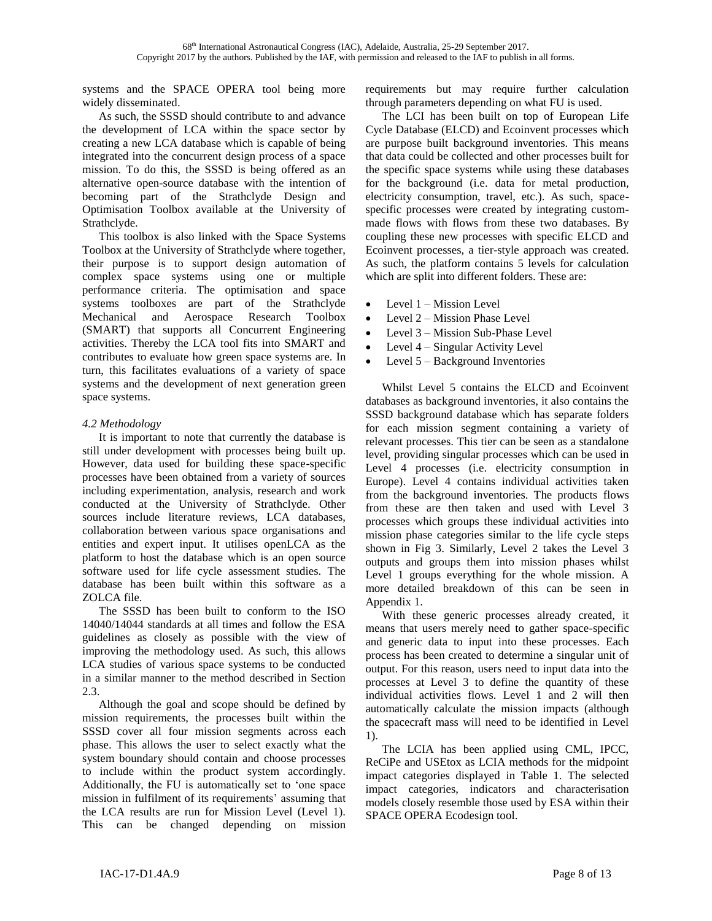systems and the SPACE OPERA tool being more widely disseminated.

As such, the SSSD should contribute to and advance the development of LCA within the space sector by creating a new LCA database which is capable of being integrated into the concurrent design process of a space mission. To do this, the SSSD is being offered as an alternative open-source database with the intention of becoming part of the Strathclyde Design and Optimisation Toolbox available at the University of Strathclyde.

This toolbox is also linked with the Space Systems Toolbox at the University of Strathclyde where together, their purpose is to support design automation of complex space systems using one or multiple performance criteria. The optimisation and space systems toolboxes are part of the Strathclyde Mechanical and Aerospace Research Toolbox (SMART) that supports all Concurrent Engineering activities. Thereby the LCA tool fits into SMART and contributes to evaluate how green space systems are. In turn, this facilitates evaluations of a variety of space systems and the development of next generation green space systems.

### *4.2 Methodology*

It is important to note that currently the database is still under development with processes being built up. However, data used for building these space-specific processes have been obtained from a variety of sources including experimentation, analysis, research and work conducted at the University of Strathclyde. Other sources include literature reviews, LCA databases, collaboration between various space organisations and entities and expert input. It utilises openLCA as the platform to host the database which is an open source software used for life cycle assessment studies. The database has been built within this software as a ZOLCA file.

The SSSD has been built to conform to the ISO 14040/14044 standards at all times and follow the ESA guidelines as closely as possible with the view of improving the methodology used. As such, this allows LCA studies of various space systems to be conducted in a similar manner to the method described in Section 2.3.

Although the goal and scope should be defined by mission requirements, the processes built within the SSSD cover all four mission segments across each phase. This allows the user to select exactly what the system boundary should contain and choose processes to include within the product system accordingly. Additionally, the FU is automatically set to 'one space mission in fulfilment of its requirements' assuming that the LCA results are run for Mission Level (Level 1). This can be changed depending on mission requirements but may require further calculation through parameters depending on what FU is used.

The LCI has been built on top of European Life Cycle Database (ELCD) and Ecoinvent processes which are purpose built background inventories. This means that data could be collected and other processes built for the specific space systems while using these databases for the background (i.e. data for metal production, electricity consumption, travel, etc.). As such, space-specific processes were created by integrating custom-made flows with flows from these two databases. By coupling these new processes with specific ELCD and Ecoinvent processes, a tier-style approach was created. As such, the platform contains 5 levels for calculation which are split into different folders. These are:

- Level 1 – Mission Level
- Level 2 – Mission Phase Level
- Level 3 – Mission Sub-Phase Level
- Level 4 – Singular Activity Level
- Level 5 – Background Inventories

Whilst Level 5 contains the ELCD and Ecoinvent databases as background inventories, it also contains the SSSD background database which has separate folders for each mission segment containing a variety of relevant processes. This tier can be seen as a standalone level, providing singular processes which can be used in Level 4 processes (i.e. electricity consumption in Europe). Level 4 contains individual activities taken from the background inventories. The products flows from these are then taken and used with Level 3 processes which groups these individual activities into mission phase categories similar to the life cycle steps shown in Fig 3. Similarly, Level 2 takes the Level 3 outputs and groups them into mission phases whilst Level 1 groups everything for the whole mission. A more detailed breakdown of this can be seen in Appendix 1.

With these generic processes already created, it means that users merely need to gather space-specific and generic data to input into these processes. Each process has been created to determine a singular unit of output. For this reason, users need to input data into the processes at Level 3 to define the quantity of these individual activities flows. Level 1 and 2 will then automatically calculate the mission impacts (although the spacecraft mass will need to be identified in Level 1).

The LCIA has been applied using CML, IPCC, ReCiPe and USEtox as LCIA methods for the midpoint impact categories displayed in Table 1. The selected impact categories, indicators and characterisation models closely resemble those used by ESA within their SPACE OPERA Ecodesign tool.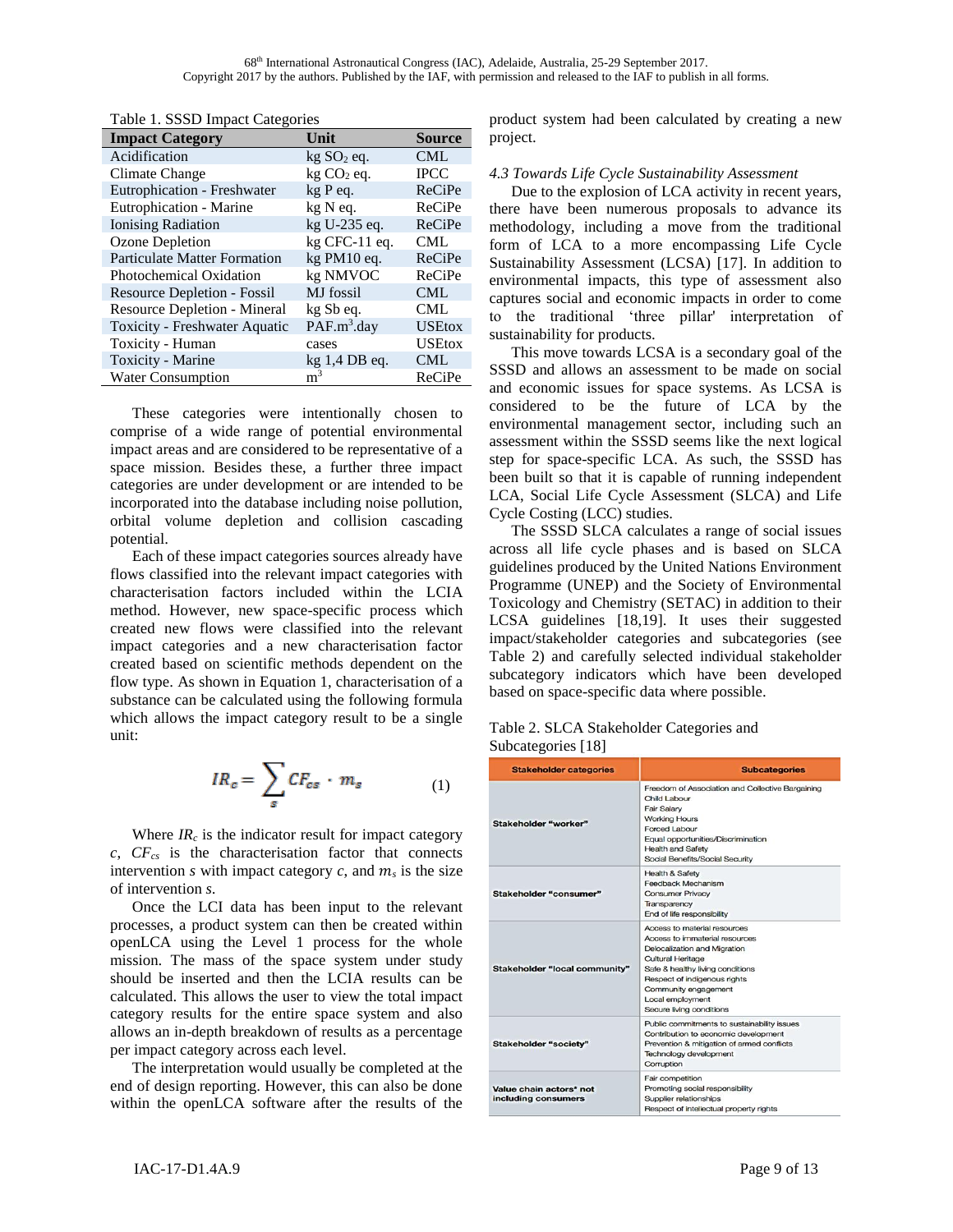Table 1. SSSD Impact Categories

| Impact Category | Unit | Source |
|---|---|---|
| Acidification | kg $SO_2$ eq. | CML |
| Climate Change | kg $CO_2$ eq. | IPCC |
| Eutrophication - Freshwater | kg P eq. | ReCiPe |
| Eutrophication - Marine | kg N eq. | ReCiPe |
| Ionising Radiation | kg U-235 eq. | ReCiPe |
| Ozone Depletion | kg CFC-11 eq. | CML |
| Particulate Matter Formation | kg PM10 eq. | ReCiPe |
| Photochemical Oxidation | kg NMVOC | ReCiPe |
| Resource Depletion - Fossil | MJ fossil | CML |
| Resource Depletion - Mineral | kg Sb eq. | CML |
| Toxicity - Freshwater Aquatic | PAF.$m^3$.day | USEtox |
| Toxicity - Human | cases | USEtox |
| Toxicity - Marine | kg 1,4 DB eq. | CML |
| Water Consumption | $m^3$ | ReCiPe |

These categories were intentionally chosen to comprise of a wide range of potential environmental impact areas and are considered to be representative of a space mission. Besides these, a further three impact categories are under development or are intended to be incorporated into the database including noise pollution, orbital volume depletion and collision cascading potential.

Each of these impact categories sources already have flows classified into the relevant impact categories with characterisation factors included within the LCIA method. However, new space-specific process which created new flows were classified into the relevant impact categories and a new characterisation factor created based on scientific methods dependent on the flow type. As shown in Equation 1, characterisation of a substance can be calculated using the following formula which allows the impact category result to be a single unit:

$$IR_c = \sum_s CF_{cs} \cdot m_s \qquad (1)$$

Where $IR_c$ is the indicator result for impact category $c$, $CF_{cs}$ is the characterisation factor that connects intervention $s$ with impact category $c$, and $m_s$ is the size of intervention $s$.

Once the LCI data has been input to the relevant processes, a product system can then be created within openLCA using the Level 1 process for the whole mission. The mass of the space system under study should be inserted and then the LCIA results can be calculated. This allows the user to view the total impact category results for the entire space system and also allows an in-depth breakdown of results as a percentage per impact category across each level.

The interpretation would usually be completed at the end of design reporting. However, this can also be done within the openLCA software after the results of the product system had been calculated by creating a new project.

*4.3 Towards Life Cycle Sustainability Assessment*

Due to the explosion of LCA activity in recent years, there have been numerous proposals to advance its methodology, including a move from the traditional form of LCA to a more encompassing Life Cycle Sustainability Assessment (LCSA) [17]. In addition to environmental impacts, this type of assessment also captures social and economic impacts in order to come to the traditional 'three pillar' interpretation of sustainability for products.

This move towards LCSA is a secondary goal of the SSSD and allows an assessment to be made on social and economic issues for space systems. As LCSA is considered to be the future of LCA by the environmental management sector, including such an assessment within the SSSD seems like the next logical step for space-specific LCA. As such, the SSSD has been built so that it is capable of running independent LCA, Social Life Cycle Assessment (SLCA) and Life Cycle Costing (LCC) studies.

The SSSD SLCA calculates a range of social issues across all life cycle phases and is based on SLCA guidelines produced by the United Nations Environment Programme (UNEP) and the Society of Environmental Toxicology and Chemistry (SETAC) in addition to their LCSA guidelines [18,19]. It uses their suggested impact/stakeholder categories and subcategories (see Table 2) and carefully selected individual stakeholder subcategory indicators which have been developed based on space-specific data where possible.

Table 2. SLCA Stakeholder Categories and Subcategories [18]

| Stakeholder categories | Subcategories |
|---|---|
| Stakeholder "worker" | Freedom of Association and Collective Bargaining<br>Child Labour<br>Fair Salary<br>Working Hours<br>Forced Labour<br>Equal opportunities/Discrimination<br>Health and Safety<br>Social Benefits/Social Security |
| Stakeholder "consumer" | Health & Safety<br>Feedback Mechanism<br>Consumer Privacy<br>Transparency<br>End of life responsibility |
| Stakeholder "local community" | Access to material resources<br>Access to immaterial resources<br>Delocalization and Migration<br>Cultural Heritage<br>Safe & healthy living conditions<br>Respect of indigenous rights<br>Community engagement<br>Local employment<br>Secure living conditions |
| Stakeholder "society" | Public commitments to sustainability issues<br>Contribution to economic development<br>Prevention & mitigation of armed conflicts<br>Technology development<br>Corruption |
| Value chain actors* not including consumers | Fair competition<br>Promoting social responsibility<br>Supplier relationships<br>Respect of intellectual property rights |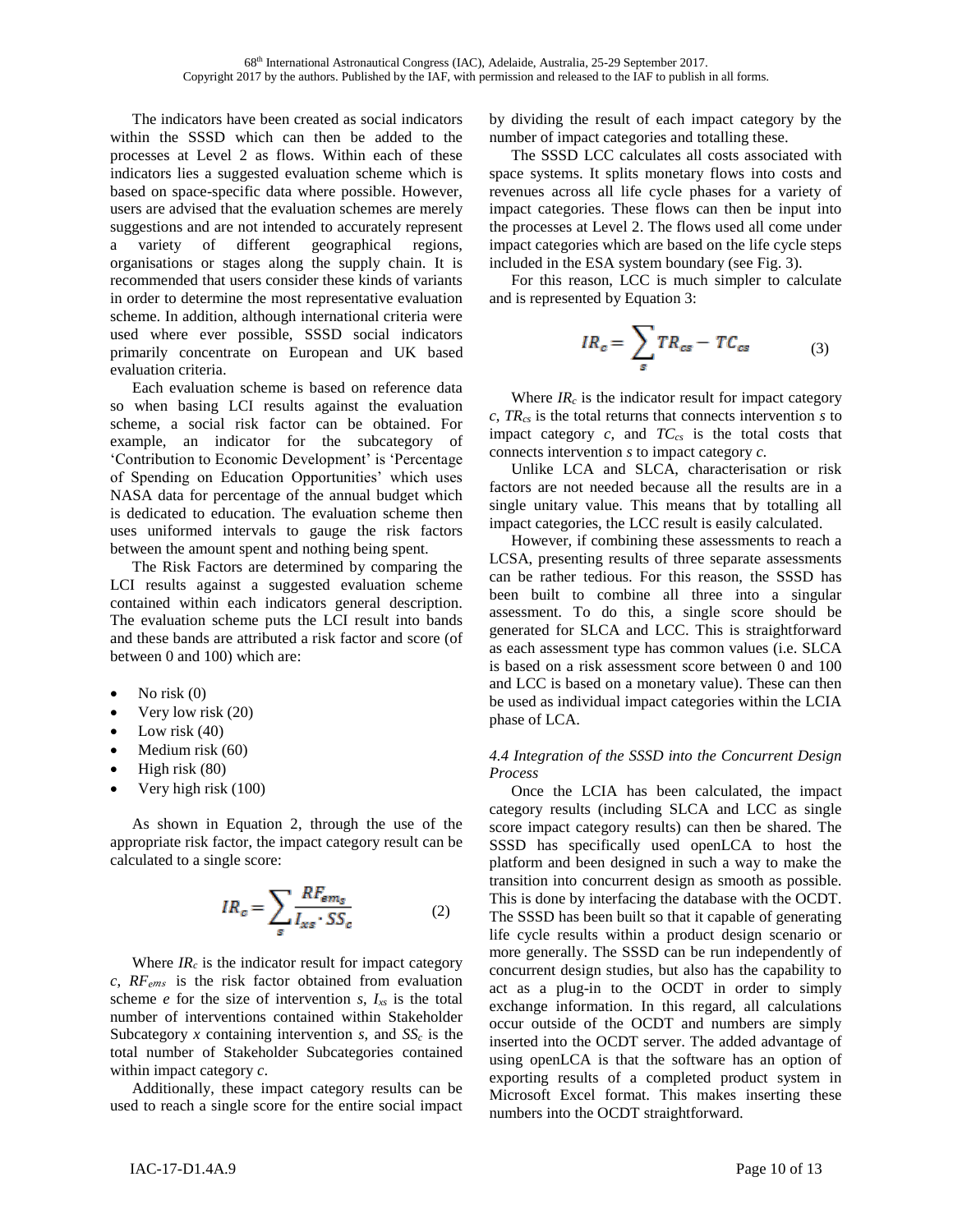The indicators have been created as social indicators within the SSSD which can then be added to the processes at Level 2 as flows. Within each of these indicators lies a suggested evaluation scheme which is based on space-specific data where possible. However, users are advised that the evaluation schemes are merely suggestions and are not intended to accurately represent a variety of different geographical regions, organisations or stages along the supply chain. It is recommended that users consider these kinds of variants in order to determine the most representative evaluation scheme. In addition, although international criteria were used where ever possible, SSSD social indicators primarily concentrate on European and UK based evaluation criteria.

Each evaluation scheme is based on reference data so when basing LCI results against the evaluation scheme, a social risk factor can be obtained. For example, an indicator for the subcategory of 'Contribution to Economic Development' is 'Percentage of Spending on Education Opportunities' which uses NASA data for percentage of the annual budget which is dedicated to education. The evaluation scheme then uses uniformed intervals to gauge the risk factors between the amount spent and nothing being spent.

The Risk Factors are determined by comparing the LCI results against a suggested evaluation scheme contained within each indicators general description. The evaluation scheme puts the LCI result into bands and these bands are attributed a risk factor and score (of between 0 and 100) which are:

- No risk (0)
- Very low risk (20)
- Low risk (40)
- Medium risk (60)
- High risk (80)
- Very high risk (100)

As shown in Equation 2, through the use of the appropriate risk factor, the impact category result can be calculated to a single score:

$$IR_c = \sum_s \frac{RF_{em_s}}{I_{xs} \cdot SS_c} \qquad (2)$$

Where $IR_c$ is the indicator result for impact category $c$, $RF_{ems}$ is the risk factor obtained from evaluation scheme $e$ for the size of intervention $s$, $I_{xs}$ is the total number of interventions contained within Stakeholder Subcategory $x$ containing intervention $s$, and $SS_c$ is the total number of Stakeholder Subcategories contained within impact category $c$.

Additionally, these impact category results can be used to reach a single score for the entire social impact by dividing the result of each impact category by the number of impact categories and totalling these.

The SSSD LCC calculates all costs associated with space systems. It splits monetary flows into costs and revenues across all life cycle phases for a variety of impact categories. These flows can then be input into the processes at Level 2. The flows used all come under impact categories which are based on the life cycle steps included in the ESA system boundary (see Fig. 3).

For this reason, LCC is much simpler to calculate and is represented by Equation 3:

$$IR_c = \sum_s TR_{cs} - TC_{cs} \qquad (3)$$

Where $IR_c$ is the indicator result for impact category $c$, $TR_{cs}$ is the total returns that connects intervention $s$ to impact category $c$, and $TC_{cs}$ is the total costs that connects intervention $s$ to impact category $c$.

Unlike LCA and SLCA, characterisation or risk factors are not needed because all the results are in a single unitary value. This means that by totalling all impact categories, the LCC result is easily calculated.

However, if combining these assessments to reach a LCSA, presenting results of three separate assessments can be rather tedious. For this reason, the SSSD has been built to combine all three into a singular assessment. To do this, a single score should be generated for SLCA and LCC. This is straightforward as each assessment type has common values (i.e. SLCA is based on a risk assessment score between 0 and 100 and LCC is based on a monetary value). These can then be used as individual impact categories within the LCIA phase of LCA.

#### *4.4 Integration of the SSSD into the Concurrent Design Process*

Once the LCIA has been calculated, the impact category results (including SLCA and LCC as single score impact category results) can then be shared. The SSSD has specifically used openLCA to host the platform and been designed in such a way to make the transition into concurrent design as smooth as possible. This is done by interfacing the database with the OCDT. The SSSD has been built so that it capable of generating life cycle results within a product design scenario or more generally. The SSSD can be run independently of concurrent design studies, but also has the capability to act as a plug-in to the OCDT in order to simply exchange information. In this regard, all calculations occur outside of the OCDT and numbers are simply inserted into the OCDT server. The added advantage of using openLCA is that the software has an option of exporting results of a completed product system in Microsoft Excel format. This makes inserting these numbers into the OCDT straightforward.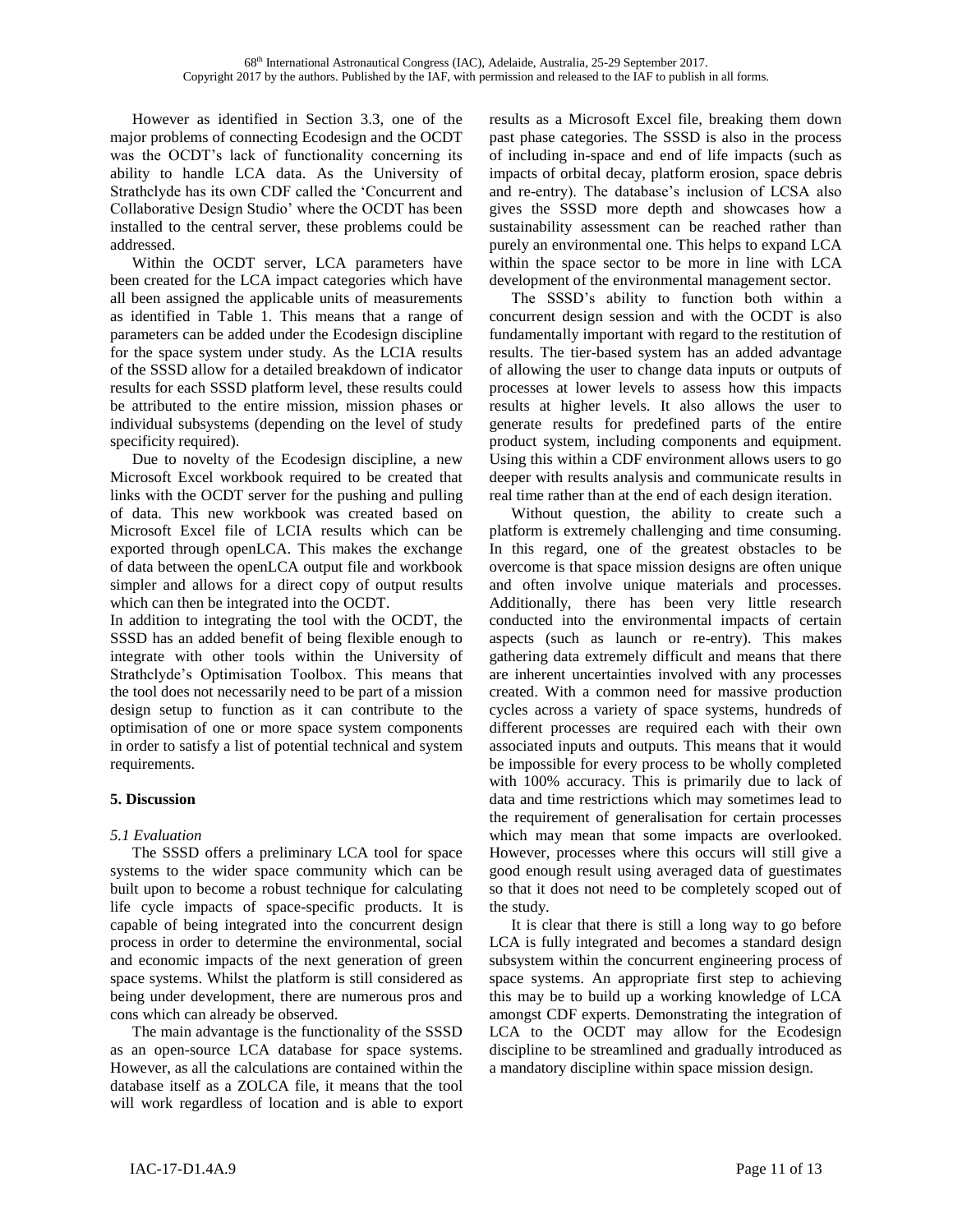However as identified in Section 3.3, one of the major problems of connecting Ecodesign and the OCDT was the OCDT's lack of functionality concerning its ability to handle LCA data. As the University of Strathclyde has its own CDF called the 'Concurrent and Collaborative Design Studio' where the OCDT has been installed to the central server, these problems could be addressed.

Within the OCDT server, LCA parameters have been created for the LCA impact categories which have all been assigned the applicable units of measurements as identified in Table 1. This means that a range of parameters can be added under the Ecodesign discipline for the space system under study. As the LCIA results of the SSSD allow for a detailed breakdown of indicator results for each SSSD platform level, these results could be attributed to the entire mission, mission phases or individual subsystems (depending on the level of study specificity required).

Due to novelty of the Ecodesign discipline, a new Microsoft Excel workbook required to be created that links with the OCDT server for the pushing and pulling of data. This new workbook was created based on Microsoft Excel file of LCIA results which can be exported through openLCA. This makes the exchange of data between the openLCA output file and workbook simpler and allows for a direct copy of output results which can then be integrated into the OCDT.

In addition to integrating the tool with the OCDT, the SSSD has an added benefit of being flexible enough to integrate with other tools within the University of Strathclyde's Optimisation Toolbox. This means that the tool does not necessarily need to be part of a mission design setup to function as it can contribute to the optimisation of one or more space system components in order to satisfy a list of potential technical and system requirements.

## 5. Discussion

### *5.1 Evaluation*

The SSSD offers a preliminary LCA tool for space systems to the wider space community which can be built upon to become a robust technique for calculating life cycle impacts of space-specific products. It is capable of being integrated into the concurrent design process in order to determine the environmental, social and economic impacts of the next generation of green space systems. Whilst the platform is still considered as being under development, there are numerous pros and cons which can already be observed.

The main advantage is the functionality of the SSSD as an open-source LCA database for space systems. However, as all the calculations are contained within the database itself as a ZOLCA file, it means that the tool will work regardless of location and is able to export results as a Microsoft Excel file, breaking them down past phase categories. The SSSD is also in the process of including in-space and end of life impacts (such as impacts of orbital decay, platform erosion, space debris and re-entry). The database's inclusion of LCSA also gives the SSSD more depth and showcases how a sustainability assessment can be reached rather than purely an environmental one. This helps to expand LCA within the space sector to be more in line with LCA development of the environmental management sector.

The SSSD's ability to function both within a concurrent design session and with the OCDT is also fundamentally important with regard to the restitution of results. The tier-based system has an added advantage of allowing the user to change data inputs or outputs of processes at lower levels to assess how this impacts results at higher levels. It also allows the user to generate results for predefined parts of the entire product system, including components and equipment. Using this within a CDF environment allows users to go deeper with results analysis and communicate results in real time rather than at the end of each design iteration.

Without question, the ability to create such a platform is extremely challenging and time consuming. In this regard, one of the greatest obstacles to be overcome is that space mission designs are often unique and often involve unique materials and processes. Additionally, there has been very little research conducted into the environmental impacts of certain aspects (such as launch or re-entry). This makes gathering data extremely difficult and means that there are inherent uncertainties involved with any processes created. With a common need for massive production cycles across a variety of space systems, hundreds of different processes are required each with their own associated inputs and outputs. This means that it would be impossible for every process to be wholly completed with 100% accuracy. This is primarily due to lack of data and time restrictions which may sometimes lead to the requirement of generalisation for certain processes which may mean that some impacts are overlooked. However, processes where this occurs will still give a good enough result using averaged data of guestimates so that it does not need to be completely scoped out of the study.

It is clear that there is still a long way to go before LCA is fully integrated and becomes a standard design subsystem within the concurrent engineering process of space systems. An appropriate first step to achieving this may be to build up a working knowledge of LCA amongst CDF experts. Demonstrating the integration of LCA to the OCDT may allow for the Ecodesign discipline to be streamlined and gradually introduced as a mandatory discipline within space mission design.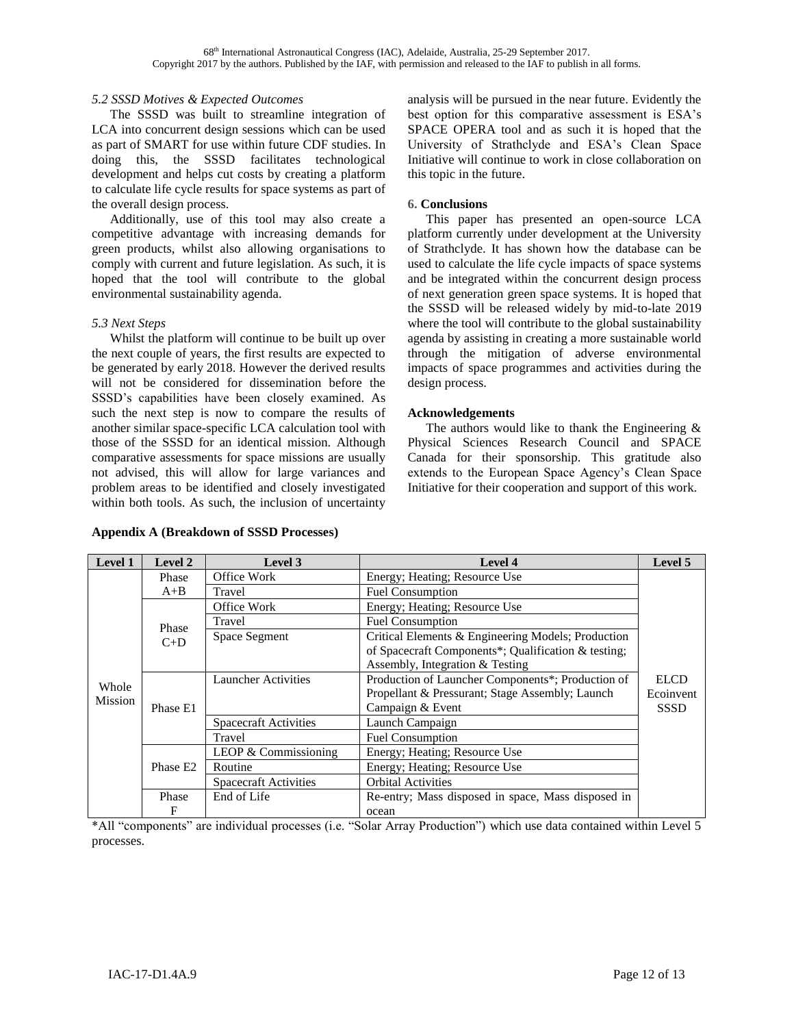### *5.2 SSSD Motives & Expected Outcomes*

The SSSD was built to streamline integration of LCA into concurrent design sessions which can be used as part of SMART for use within future CDF studies. In doing this, the SSSD facilitates technological development and helps cut costs by creating a platform to calculate life cycle results for space systems as part of the overall design process.

Additionally, use of this tool may also create a competitive advantage with increasing demands for green products, whilst also allowing organisations to comply with current and future legislation. As such, it is hoped that the tool will contribute to the global environmental sustainability agenda.

### *5.3 Next Steps*

Whilst the platform will continue to be built up over the next couple of years, the first results are expected to be generated by early 2018. However the derived results will not be considered for dissemination before the SSSD's capabilities have been closely examined. As such the next step is now to compare the results of another similar space-specific LCA calculation tool with those of the SSSD for an identical mission. Although comparative assessments for space missions are usually not advised, this will allow for large variances and problem areas to be identified and closely investigated within both tools. As such, the inclusion of uncertainty analysis will be pursued in the near future. Evidently the best option for this comparative assessment is ESA's SPACE OPERA tool and as such it is hoped that the University of Strathclyde and ESA's Clean Space Initiative will continue to work in close collaboration on this topic in the future.

## 6. Conclusions

This paper has presented an open-source LCA platform currently under development at the University of Strathclyde. It has shown how the database can be used to calculate the life cycle impacts of space systems and be integrated within the concurrent design process of next generation green space systems. It is hoped that the SSSD will be released widely by mid-to-late 2019 where the tool will contribute to the global sustainability agenda by assisting in creating a more sustainable world through the mitigation of adverse environmental impacts of space programmes and activities during the design process.

## Acknowledgements

The authors would like to thank the Engineering & Physical Sciences Research Council and SPACE Canada for their sponsorship. This gratitude also extends to the European Space Agency's Clean Space Initiative for their cooperation and support of this work.

## Appendix A (Breakdown of SSSD Processes)

| Level 1 | Level 2 | Level 3 | Level 4 | Level 5 |
|---|---|---|---|---|
| Whole Mission | Phase A+B | Office Work | Energy; Heating; Resource Use | ELCD Ecoinvent SSSD |
| | | Travel | Fuel Consumption | |
| | Phase C+D | Office Work | Energy; Heating; Resource Use | |
| | | Travel | Fuel Consumption | |
| | | Space Segment | Critical Elements & Engineering Models; Production of Spacecraft Components*; Qualification & testing; Assembly, Integration & Testing | |
| | Phase E1 | Launcher Activities | Production of Launcher Components*; Production of Propellant & Pressurant; Stage Assembly; Launch Campaign & Event | |
| | | Spacecraft Activities | Launch Campaign | |
| | | Travel | Fuel Consumption | |
| | Phase E2 | LEOP & Commissioning | Energy; Heating; Resource Use | |
| | | Routine | Energy; Heating; Resource Use | |
| | | Spacecraft Activities | Orbital Activities | |
| | Phase F | End of Life | Re-entry; Mass disposed in space, Mass disposed in ocean | |

*All "components" are individual processes (i.e. "Solar Array Production") which use data contained within Level 5 processes.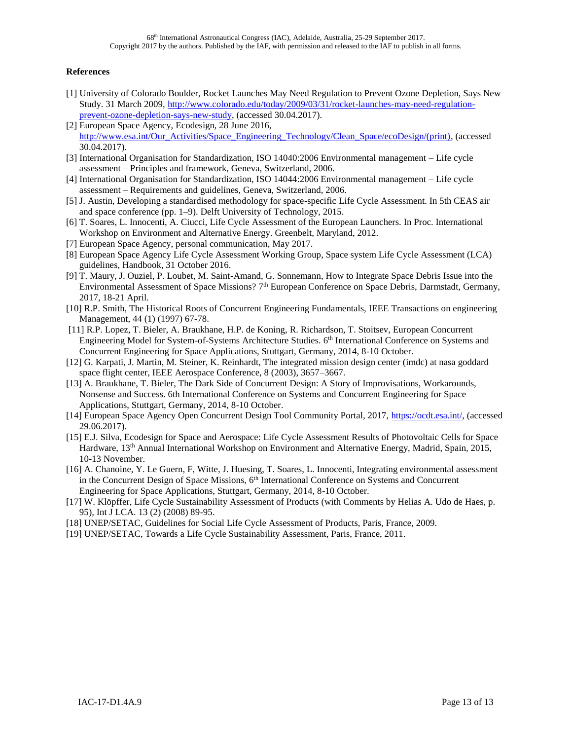## References

[1] University of Colorado Boulder, Rocket Launches May Need Regulation to Prevent Ozone Depletion, Says New Study. 31 March 2009, http://www.colorado.edu/today/2009/03/31/rocket-launches-may-need-regulation-prevent-ozone-depletion-says-new-study, (accessed 30.04.2017).

[2] European Space Agency, Ecodesign, 28 June 2016, http://www.esa.int/Our_Activities/Space_Engineering_Technology/Clean_Space/ecoDesign/(print), (accessed 30.04.2017).

[3] International Organisation for Standardization, ISO 14040:2006 Environmental management – Life cycle assessment – Principles and framework, Geneva, Switzerland, 2006.

[4] International Organisation for Standardization, ISO 14044:2006 Environmental management – Life cycle assessment – Requirements and guidelines, Geneva, Switzerland, 2006.

[5] J. Austin, Developing a standardised methodology for space-specific Life Cycle Assessment. In 5th CEAS air and space conference (pp. 1–9). Delft University of Technology, 2015.

[6] T. Soares, L. Innocenti, A. Ciucci, Life Cycle Assessment of the European Launchers. In Proc. International Workshop on Environment and Alternative Energy. Greenbelt, Maryland, 2012.

[7] European Space Agency, personal communication, May 2017.

[8] European Space Agency Life Cycle Assessment Working Group, Space system Life Cycle Assessment (LCA) guidelines, Handbook, 31 October 2016.

[9] T. Maury, J. Ouziel, P. Loubet, M. Saint-Amand, G. Sonnemann, How to Integrate Space Debris Issue into the Environmental Assessment of Space Missions? 7th European Conference on Space Debris, Darmstadt, Germany, 2017, 18-21 April.

[10] R.P. Smith, The Historical Roots of Concurrent Engineering Fundamentals, IEEE Transactions on engineering Management, 44 (1) (1997) 67-78.

[11] R.P. Lopez, T. Bieler, A. Braukhane, H.P. de Koning, R. Richardson, T. Stoitsev, European Concurrent Engineering Model for System-of-Systems Architecture Studies. 6th International Conference on Systems and Concurrent Engineering for Space Applications, Stuttgart, Germany, 2014, 8-10 October.

[12] G. Karpati, J. Martin, M. Steiner, K. Reinhardt, The integrated mission design center (imdc) at nasa goddard space flight center, IEEE Aerospace Conference, 8 (2003), 3657–3667.

[13] A. Braukhane, T. Bieler, The Dark Side of Concurrent Design: A Story of Improvisations, Workarounds, Nonsense and Success. 6th International Conference on Systems and Concurrent Engineering for Space Applications, Stuttgart, Germany, 2014, 8-10 October.

[14] European Space Agency Open Concurrent Design Tool Community Portal, 2017, https://ocdt.esa.int/, (accessed 29.06.2017).

[15] E.J. Silva, Ecodesign for Space and Aerospace: Life Cycle Assessment Results of Photovoltaic Cells for Space Hardware, 13th Annual International Workshop on Environment and Alternative Energy, Madrid, Spain, 2015, 10-13 November.

[16] A. Chanoine, Y. Le Guern, F, Witte, J. Huesing, T. Soares, L. Innocenti, Integrating environmental assessment in the Concurrent Design of Space Missions, 6th International Conference on Systems and Concurrent Engineering for Space Applications, Stuttgart, Germany, 2014, 8-10 October.

[17] W. Klöpffer, Life Cycle Sustainability Assessment of Products (with Comments by Helias A. Udo de Haes, p. 95), Int J LCA. 13 (2) (2008) 89-95.

[18] UNEP/SETAC, Guidelines for Social Life Cycle Assessment of Products, Paris, France, 2009.

[19] UNEP/SETAC, Towards a Life Cycle Sustainability Assessment, Paris, France, 2011.